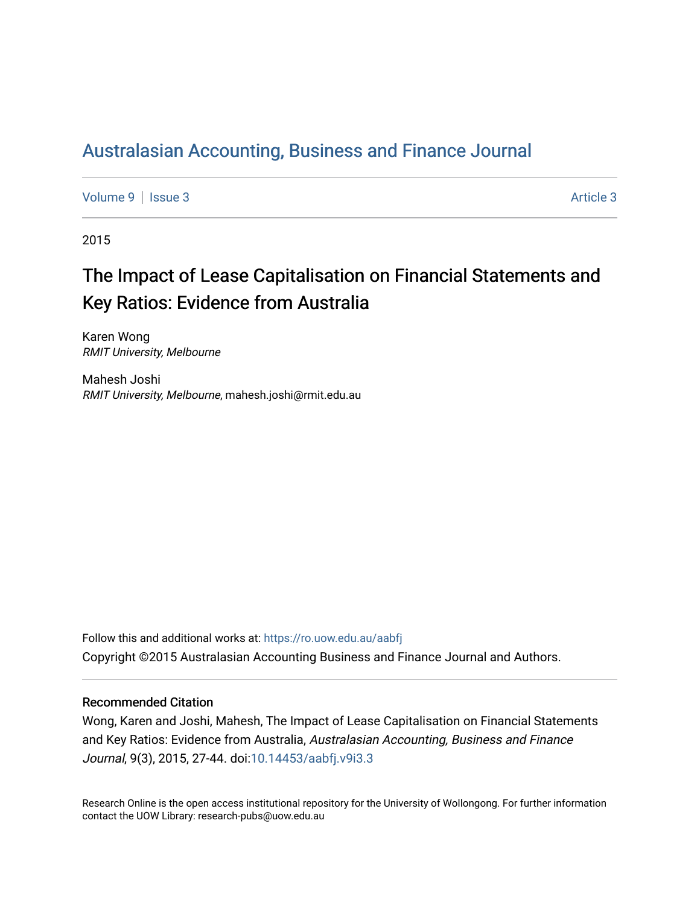# Australasian Accounting, Business and Finance Journal

Volume 9 | Issue 3 Article 3

2015

## The Impact of Lease Capitalisation on Financial Statements and Key Ratios: Evidence from Australia

Karen Wong
*RMIT University, Melbourne*

Mahesh Joshi
*RMIT University, Melbourne*, mahesh.joshi@rmit.edu.au

Follow this and additional works at: https://ro.uow.edu.au/aabfj

Copyright ©2015 Australasian Accounting Business and Finance Journal and Authors.

### Recommended Citation

Wong, Karen and Joshi, Mahesh, The Impact of Lease Capitalisation on Financial Statements and Key Ratios: Evidence from Australia, *Australasian Accounting, Business and Finance Journal*, 9(3), 2015, 27-44. doi:10.14453/aabfj.v9i3.3

Research Online is the open access institutional repository for the University of Wollongong. For further information contact the UOW Library: research-pubs@uow.edu.au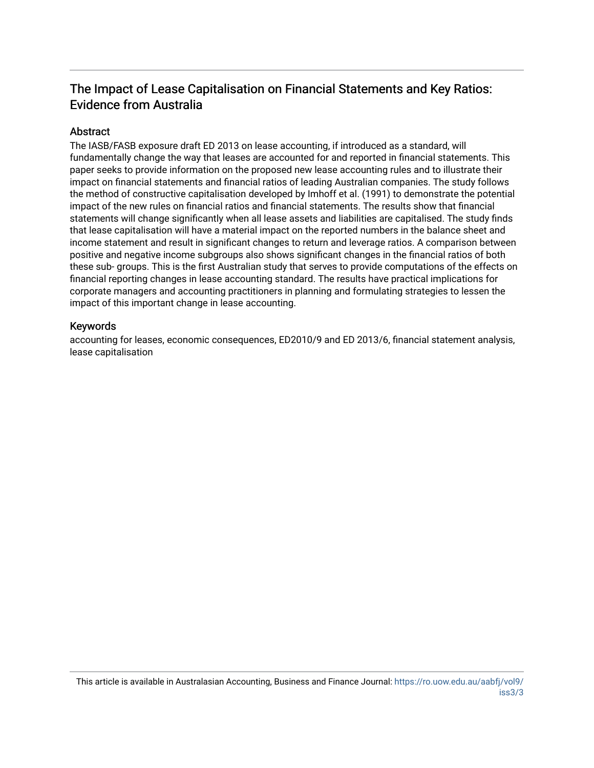# The Impact of Lease Capitalisation on Financial Statements and Key Ratios: Evidence from Australia

## Abstract

The IASB/FASB exposure draft ED 2013 on lease accounting, if introduced as a standard, will fundamentally change the way that leases are accounted for and reported in financial statements. This paper seeks to provide information on the proposed new lease accounting rules and to illustrate their impact on financial statements and financial ratios of leading Australian companies. The study follows the method of constructive capitalisation developed by Imhoff et al. (1991) to demonstrate the potential impact of the new rules on financial ratios and financial statements. The results show that financial statements will change significantly when all lease assets and liabilities are capitalised. The study finds that lease capitalisation will have a material impact on the reported numbers in the balance sheet and income statement and result in significant changes to return and leverage ratios. A comparison between positive and negative income subgroups also shows significant changes in the financial ratios of both these sub- groups. This is the first Australian study that serves to provide computations of the effects on financial reporting changes in lease accounting standard. The results have practical implications for corporate managers and accounting practitioners in planning and formulating strategies to lessen the impact of this important change in lease accounting.

## Keywords

accounting for leases, economic consequences, ED2010/9 and ED 2013/6, financial statement analysis, lease capitalisation

This article is available in Australasian Accounting, Business and Finance Journal: https://ro.uow.edu.au/aabfj/vol9/iss3/3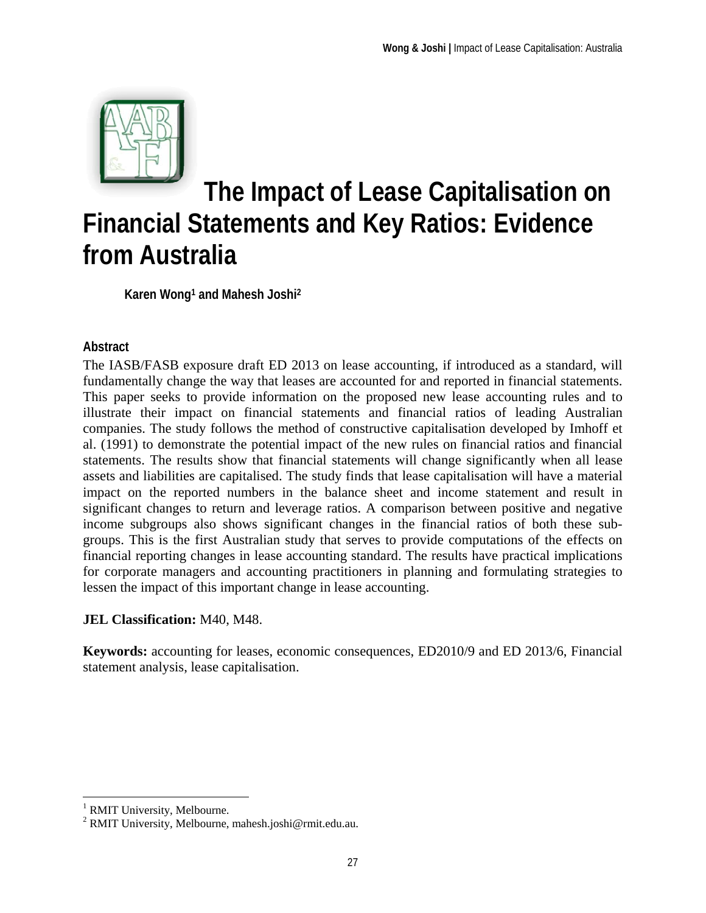# The Impact of Lease Capitalisation on Financial Statements and Key Ratios: Evidence from Australia

**Karen Wong[1] and Mahesh Joshi[2]**

### Abstract

The IASB/FASB exposure draft ED 2013 on lease accounting, if introduced as a standard, will fundamentally change the way that leases are accounted for and reported in financial statements. This paper seeks to provide information on the proposed new lease accounting rules and to illustrate their impact on financial statements and financial ratios of leading Australian companies. The study follows the method of constructive capitalisation developed by Imhoff et al. (1991) to demonstrate the potential impact of the new rules on financial ratios and financial statements. The results show that financial statements will change significantly when all lease assets and liabilities are capitalised. The study finds that lease capitalisation will have a material impact on the reported numbers in the balance sheet and income statement and result in significant changes to return and leverage ratios. A comparison between positive and negative income subgroups also shows significant changes in the financial ratios of both these sub-groups. This is the first Australian study that serves to provide computations of the effects on financial reporting changes in lease accounting standard. The results have practical implications for corporate managers and accounting practitioners in planning and formulating strategies to lessen the impact of this important change in lease accounting.

**JEL Classification:** M40, M48.

**Keywords:** accounting for leases, economic consequences, ED2010/9 and ED 2013/6, Financial statement analysis, lease capitalisation.

---

[1] RMIT University, Melbourne.

[2] RMIT University, Melbourne, mahesh.joshi@rmit.edu.au.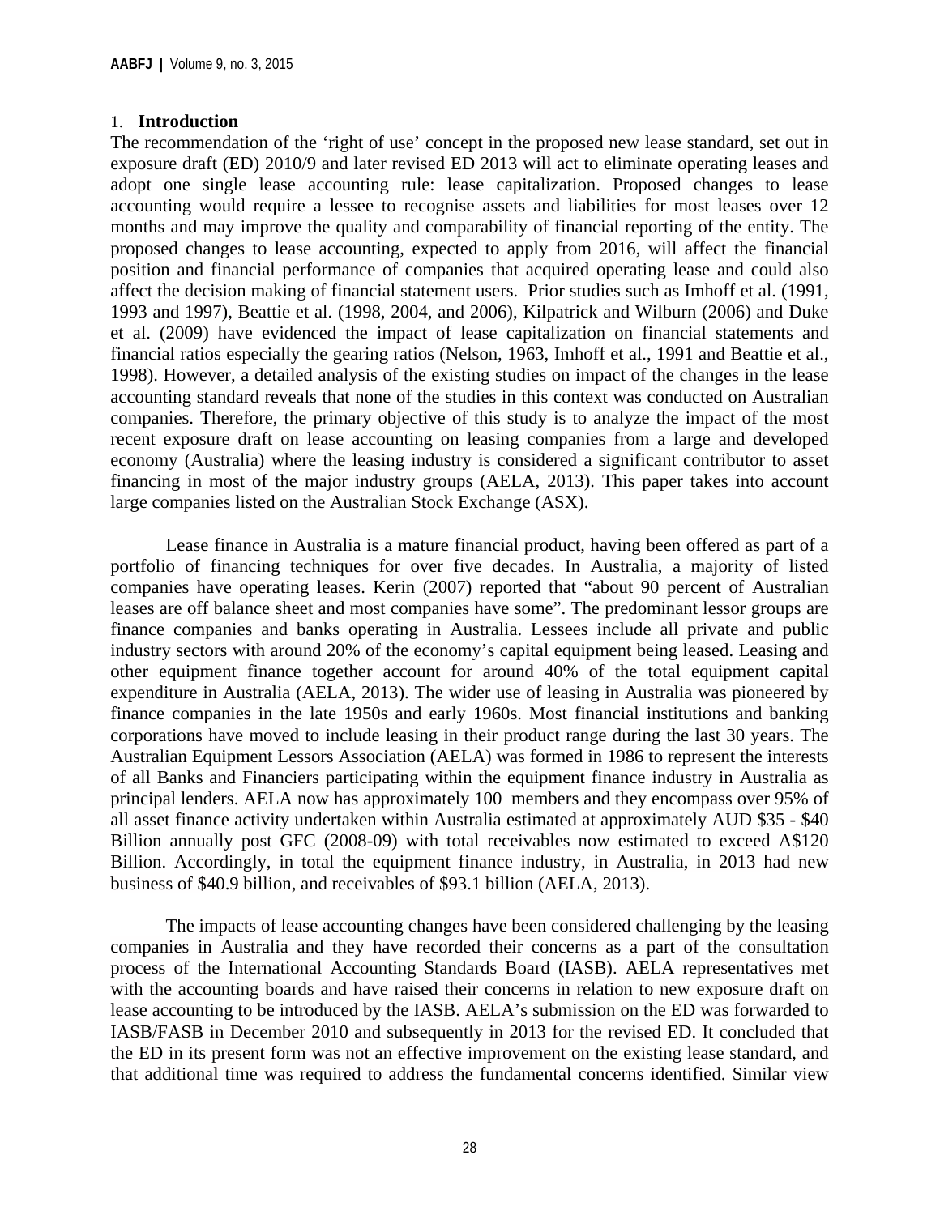## 1. Introduction

The recommendation of the 'right of use' concept in the proposed new lease standard, set out in exposure draft (ED) 2010/9 and later revised ED 2013 will act to eliminate operating leases and adopt one single lease accounting rule: lease capitalization. Proposed changes to lease accounting would require a lessee to recognise assets and liabilities for most leases over 12 months and may improve the quality and comparability of financial reporting of the entity. The proposed changes to lease accounting, expected to apply from 2016, will affect the financial position and financial performance of companies that acquired operating lease and could also affect the decision making of financial statement users. Prior studies such as Imhoff et al. (1991, 1993 and 1997), Beattie et al. (1998, 2004, and 2006), Kilpatrick and Wilburn (2006) and Duke et al. (2009) have evidenced the impact of lease capitalization on financial statements and financial ratios especially the gearing ratios (Nelson, 1963, Imhoff et al., 1991 and Beattie et al., 1998). However, a detailed analysis of the existing studies on impact of the changes in the lease accounting standard reveals that none of the studies in this context was conducted on Australian companies. Therefore, the primary objective of this study is to analyze the impact of the most recent exposure draft on lease accounting on leasing companies from a large and developed economy (Australia) where the leasing industry is considered a significant contributor to asset financing in most of the major industry groups (AELA, 2013). This paper takes into account large companies listed on the Australian Stock Exchange (ASX).

Lease finance in Australia is a mature financial product, having been offered as part of a portfolio of financing techniques for over five decades. In Australia, a majority of listed companies have operating leases. Kerin (2007) reported that "about 90 percent of Australian leases are off balance sheet and most companies have some". The predominant lessor groups are finance companies and banks operating in Australia. Lessees include all private and public industry sectors with around 20% of the economy's capital equipment being leased. Leasing and other equipment finance together account for around 40% of the total equipment capital expenditure in Australia (AELA, 2013). The wider use of leasing in Australia was pioneered by finance companies in the late 1950s and early 1960s. Most financial institutions and banking corporations have moved to include leasing in their product range during the last 30 years. The Australian Equipment Lessors Association (AELA) was formed in 1986 to represent the interests of all Banks and Financiers participating within the equipment finance industry in Australia as principal lenders. AELA now has approximately 100 members and they encompass over 95% of all asset finance activity undertaken within Australia estimated at approximately AUD $35 - $40 Billion annually post GFC (2008-09) with total receivables now estimated to exceed A$120 Billion. Accordingly, in total the equipment finance industry, in Australia, in 2013 had new business of $40.9 billion, and receivables of $93.1 billion (AELA, 2013).

The impacts of lease accounting changes have been considered challenging by the leasing companies in Australia and they have recorded their concerns as a part of the consultation process of the International Accounting Standards Board (IASB). AELA representatives met with the accounting boards and have raised their concerns in relation to new exposure draft on lease accounting to be introduced by the IASB. AELA's submission on the ED was forwarded to IASB/FASB in December 2010 and subsequently in 2013 for the revised ED. It concluded that the ED in its present form was not an effective improvement on the existing lease standard, and that additional time was required to address the fundamental concerns identified. Similar view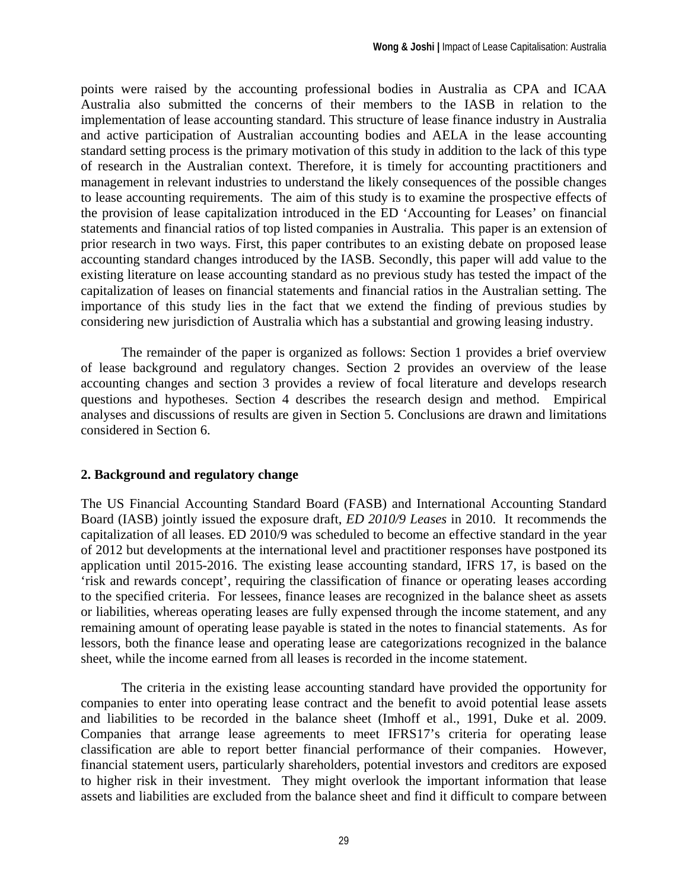points were raised by the accounting professional bodies in Australia as CPA and ICAA Australia also submitted the concerns of their members to the IASB in relation to the implementation of lease accounting standard. This structure of lease finance industry in Australia and active participation of Australian accounting bodies and AELA in the lease accounting standard setting process is the primary motivation of this study in addition to the lack of this type of research in the Australian context. Therefore, it is timely for accounting practitioners and management in relevant industries to understand the likely consequences of the possible changes to lease accounting requirements. The aim of this study is to examine the prospective effects of the provision of lease capitalization introduced in the ED 'Accounting for Leases' on financial statements and financial ratios of top listed companies in Australia. This paper is an extension of prior research in two ways. First, this paper contributes to an existing debate on proposed lease accounting standard changes introduced by the IASB. Secondly, this paper will add value to the existing literature on lease accounting standard as no previous study has tested the impact of the capitalization of leases on financial statements and financial ratios in the Australian setting. The importance of this study lies in the fact that we extend the finding of previous studies by considering new jurisdiction of Australia which has a substantial and growing leasing industry.

The remainder of the paper is organized as follows: Section 1 provides a brief overview of lease background and regulatory changes. Section 2 provides an overview of the lease accounting changes and section 3 provides a review of focal literature and develops research questions and hypotheses. Section 4 describes the research design and method. Empirical analyses and discussions of results are given in Section 5. Conclusions are drawn and limitations considered in Section 6.

## 2. Background and regulatory change

The US Financial Accounting Standard Board (FASB) and International Accounting Standard Board (IASB) jointly issued the exposure draft, *ED 2010/9 Leases* in 2010. It recommends the capitalization of all leases. ED 2010/9 was scheduled to become an effective standard in the year of 2012 but developments at the international level and practitioner responses have postponed its application until 2015-2016. The existing lease accounting standard, IFRS 17, is based on the 'risk and rewards concept', requiring the classification of finance or operating leases according to the specified criteria. For lessees, finance leases are recognized in the balance sheet as assets or liabilities, whereas operating leases are fully expensed through the income statement, and any remaining amount of operating lease payable is stated in the notes to financial statements. As for lessors, both the finance lease and operating lease are categorizations recognized in the balance sheet, while the income earned from all leases is recorded in the income statement.

The criteria in the existing lease accounting standard have provided the opportunity for companies to enter into operating lease contract and the benefit to avoid potential lease assets and liabilities to be recorded in the balance sheet (Imhoff et al., 1991, Duke et al. 2009. Companies that arrange lease agreements to meet IFRS17's criteria for operating lease classification are able to report better financial performance of their companies. However, financial statement users, particularly shareholders, potential investors and creditors are exposed to higher risk in their investment. They might overlook the important information that lease assets and liabilities are excluded from the balance sheet and find it difficult to compare between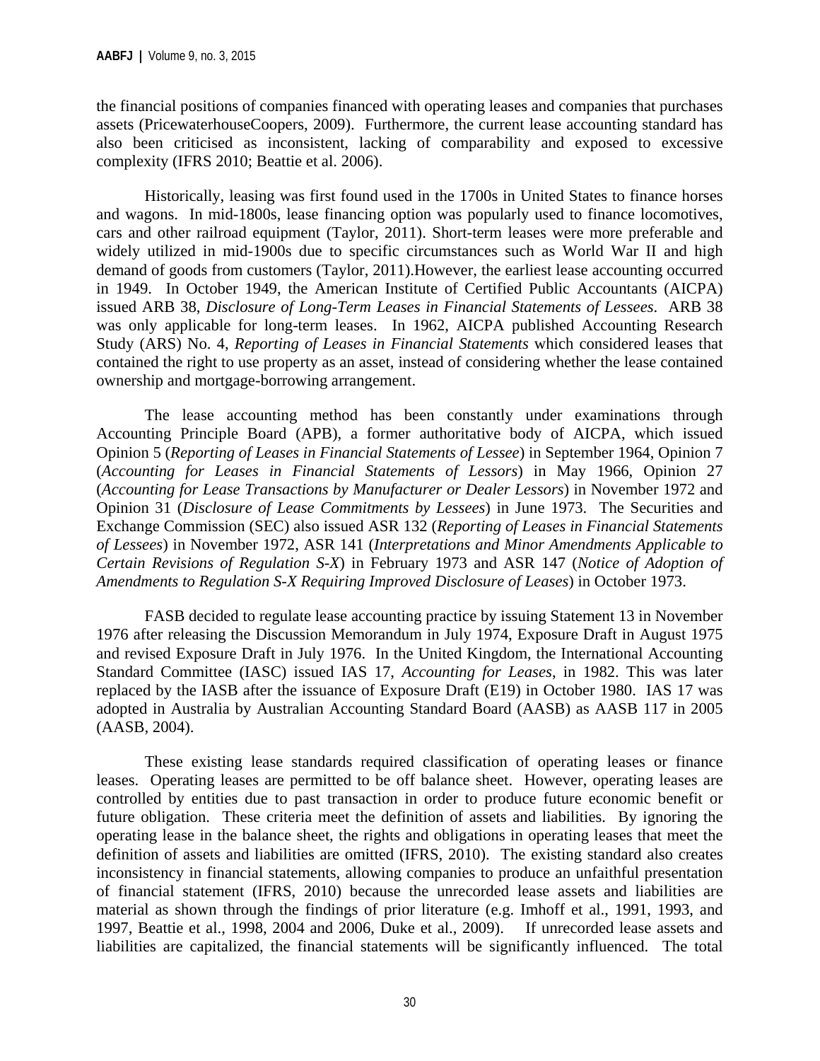the financial positions of companies financed with operating leases and companies that purchases assets (PricewaterhouseCoopers, 2009). Furthermore, the current lease accounting standard has also been criticised as inconsistent, lacking of comparability and exposed to excessive complexity (IFRS 2010; Beattie et al. 2006).

Historically, leasing was first found used in the 1700s in United States to finance horses and wagons. In mid-1800s, lease financing option was popularly used to finance locomotives, cars and other railroad equipment (Taylor, 2011). Short-term leases were more preferable and widely utilized in mid-1900s due to specific circumstances such as World War II and high demand of goods from customers (Taylor, 2011).However, the earliest lease accounting occurred in 1949. In October 1949, the American Institute of Certified Public Accountants (AICPA) issued ARB 38, *Disclosure of Long-Term Leases in Financial Statements of Lessees*. ARB 38 was only applicable for long-term leases. In 1962, AICPA published Accounting Research Study (ARS) No. 4, *Reporting of Leases in Financial Statements* which considered leases that contained the right to use property as an asset, instead of considering whether the lease contained ownership and mortgage-borrowing arrangement.

The lease accounting method has been constantly under examinations through Accounting Principle Board (APB), a former authoritative body of AICPA, which issued Opinion 5 (*Reporting of Leases in Financial Statements of Lessee*) in September 1964, Opinion 7 (*Accounting for Leases in Financial Statements of Lessors*) in May 1966, Opinion 27 (*Accounting for Lease Transactions by Manufacturer or Dealer Lessors*) in November 1972 and Opinion 31 (*Disclosure of Lease Commitments by Lessees*) in June 1973. The Securities and Exchange Commission (SEC) also issued ASR 132 (*Reporting of Leases in Financial Statements of Lessees*) in November 1972, ASR 141 (*Interpretations and Minor Amendments Applicable to Certain Revisions of Regulation S-X*) in February 1973 and ASR 147 (*Notice of Adoption of Amendments to Regulation S-X Requiring Improved Disclosure of Leases*) in October 1973.

FASB decided to regulate lease accounting practice by issuing Statement 13 in November 1976 after releasing the Discussion Memorandum in July 1974, Exposure Draft in August 1975 and revised Exposure Draft in July 1976. In the United Kingdom, the International Accounting Standard Committee (IASC) issued IAS 17, *Accounting for Leases*, in 1982. This was later replaced by the IASB after the issuance of Exposure Draft (E19) in October 1980. IAS 17 was adopted in Australia by Australian Accounting Standard Board (AASB) as AASB 117 in 2005 (AASB, 2004).

These existing lease standards required classification of operating leases or finance leases. Operating leases are permitted to be off balance sheet. However, operating leases are controlled by entities due to past transaction in order to produce future economic benefit or future obligation. These criteria meet the definition of assets and liabilities. By ignoring the operating lease in the balance sheet, the rights and obligations in operating leases that meet the definition of assets and liabilities are omitted (IFRS, 2010). The existing standard also creates inconsistency in financial statements, allowing companies to produce an unfaithful presentation of financial statement (IFRS, 2010) because the unrecorded lease assets and liabilities are material as shown through the findings of prior literature (e.g. Imhoff et al., 1991, 1993, and 1997, Beattie et al., 1998, 2004 and 2006, Duke et al., 2009). If unrecorded lease assets and liabilities are capitalized, the financial statements will be significantly influenced. The total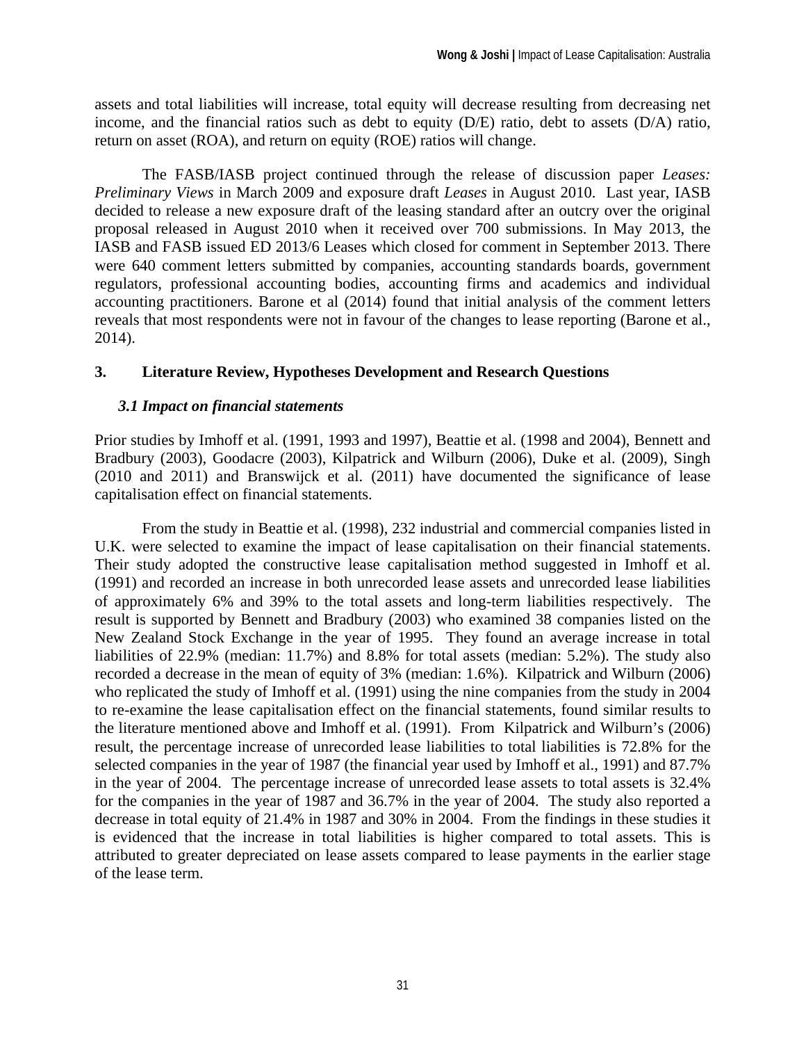assets and total liabilities will increase, total equity will decrease resulting from decreasing net income, and the financial ratios such as debt to equity (D/E) ratio, debt to assets (D/A) ratio, return on asset (ROA), and return on equity (ROE) ratios will change.

The FASB/IASB project continued through the release of discussion paper *Leases: Preliminary Views* in March 2009 and exposure draft *Leases* in August 2010. Last year, IASB decided to release a new exposure draft of the leasing standard after an outcry over the original proposal released in August 2010 when it received over 700 submissions. In May 2013, the IASB and FASB issued ED 2013/6 Leases which closed for comment in September 2013. There were 640 comment letters submitted by companies, accounting standards boards, government regulators, professional accounting bodies, accounting firms and academics and individual accounting practitioners. Barone et al (2014) found that initial analysis of the comment letters reveals that most respondents were not in favour of the changes to lease reporting (Barone et al., 2014).

## 3. Literature Review, Hypotheses Development and Research Questions

### *3.1 Impact on financial statements*

Prior studies by Imhoff et al. (1991, 1993 and 1997), Beattie et al. (1998 and 2004), Bennett and Bradbury (2003), Goodacre (2003), Kilpatrick and Wilburn (2006), Duke et al. (2009), Singh (2010 and 2011) and Branswijck et al. (2011) have documented the significance of lease capitalisation effect on financial statements.

From the study in Beattie et al. (1998), 232 industrial and commercial companies listed in U.K. were selected to examine the impact of lease capitalisation on their financial statements. Their study adopted the constructive lease capitalisation method suggested in Imhoff et al. (1991) and recorded an increase in both unrecorded lease assets and unrecorded lease liabilities of approximately 6% and 39% to the total assets and long-term liabilities respectively. The result is supported by Bennett and Bradbury (2003) who examined 38 companies listed on the New Zealand Stock Exchange in the year of 1995. They found an average increase in total liabilities of 22.9% (median: 11.7%) and 8.8% for total assets (median: 5.2%). The study also recorded a decrease in the mean of equity of 3% (median: 1.6%). Kilpatrick and Wilburn (2006) who replicated the study of Imhoff et al. (1991) using the nine companies from the study in 2004 to re-examine the lease capitalisation effect on the financial statements, found similar results to the literature mentioned above and Imhoff et al. (1991). From Kilpatrick and Wilburn's (2006) result, the percentage increase of unrecorded lease liabilities to total liabilities is 72.8% for the selected companies in the year of 1987 (the financial year used by Imhoff et al., 1991) and 87.7% in the year of 2004. The percentage increase of unrecorded lease assets to total assets is 32.4% for the companies in the year of 1987 and 36.7% in the year of 2004. The study also reported a decrease in total equity of 21.4% in 1987 and 30% in 2004. From the findings in these studies it is evidenced that the increase in total liabilities is higher compared to total assets. This is attributed to greater depreciated on lease assets compared to lease payments in the earlier stage of the lease term.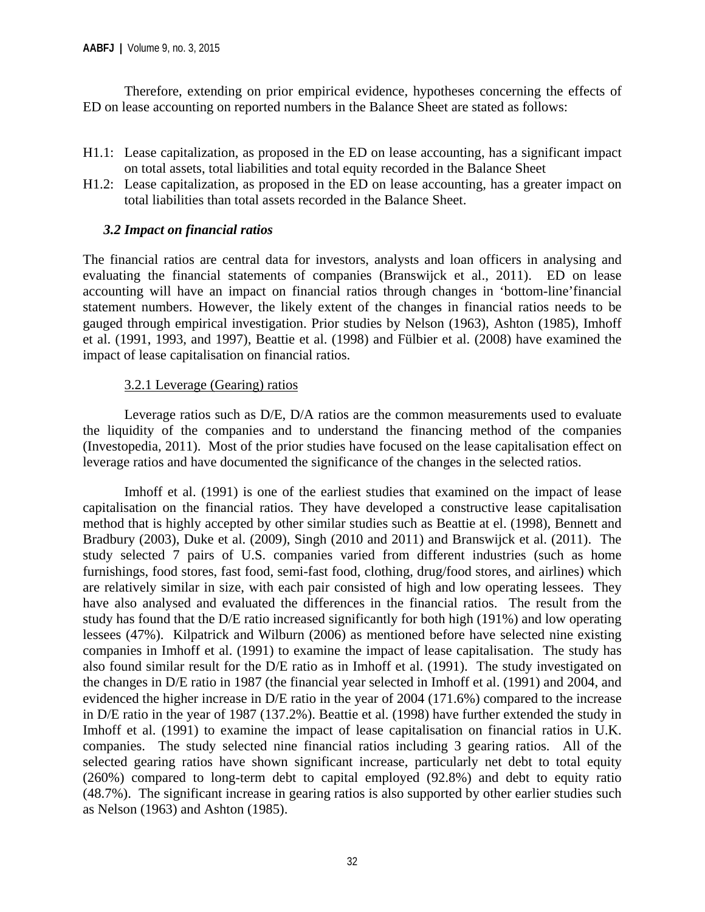Therefore, extending on prior empirical evidence, hypotheses concerning the effects of ED on lease accounting on reported numbers in the Balance Sheet are stated as follows:

H1.1: Lease capitalization, as proposed in the ED on lease accounting, has a significant impact on total assets, total liabilities and total equity recorded in the Balance Sheet

H1.2: Lease capitalization, as proposed in the ED on lease accounting, has a greater impact on total liabilities than total assets recorded in the Balance Sheet.

### *3.2 Impact on financial ratios*

The financial ratios are central data for investors, analysts and loan officers in analysing and evaluating the financial statements of companies (Branswijck et al., 2011). ED on lease accounting will have an impact on financial ratios through changes in 'bottom-line'financial statement numbers. However, the likely extent of the changes in financial ratios needs to be gauged through empirical investigation. Prior studies by Nelson (1963), Ashton (1985), Imhoff et al. (1991, 1993, and 1997), Beattie et al. (1998) and Fülbier et al. (2008) have examined the impact of lease capitalisation on financial ratios.

#### 3.2.1 Leverage (Gearing) ratios

Leverage ratios such as D/E, D/A ratios are the common measurements used to evaluate the liquidity of the companies and to understand the financing method of the companies (Investopedia, 2011). Most of the prior studies have focused on the lease capitalisation effect on leverage ratios and have documented the significance of the changes in the selected ratios.

Imhoff et al. (1991) is one of the earliest studies that examined on the impact of lease capitalisation on the financial ratios. They have developed a constructive lease capitalisation method that is highly accepted by other similar studies such as Beattie at el. (1998), Bennett and Bradbury (2003), Duke et al. (2009), Singh (2010 and 2011) and Branswijck et al. (2011). The study selected 7 pairs of U.S. companies varied from different industries (such as home furnishings, food stores, fast food, semi-fast food, clothing, drug/food stores, and airlines) which are relatively similar in size, with each pair consisted of high and low operating lessees. They have also analysed and evaluated the differences in the financial ratios. The result from the study has found that the D/E ratio increased significantly for both high (191%) and low operating lessees (47%). Kilpatrick and Wilburn (2006) as mentioned before have selected nine existing companies in Imhoff et al. (1991) to examine the impact of lease capitalisation. The study has also found similar result for the D/E ratio as in Imhoff et al. (1991). The study investigated on the changes in D/E ratio in 1987 (the financial year selected in Imhoff et al. (1991) and 2004, and evidenced the higher increase in D/E ratio in the year of 2004 (171.6%) compared to the increase in D/E ratio in the year of 1987 (137.2%). Beattie et al. (1998) have further extended the study in Imhoff et al. (1991) to examine the impact of lease capitalisation on financial ratios in U.K. companies. The study selected nine financial ratios including 3 gearing ratios. All of the selected gearing ratios have shown significant increase, particularly net debt to total equity (260%) compared to long-term debt to capital employed (92.8%) and debt to equity ratio (48.7%). The significant increase in gearing ratios is also supported by other earlier studies such as Nelson (1963) and Ashton (1985).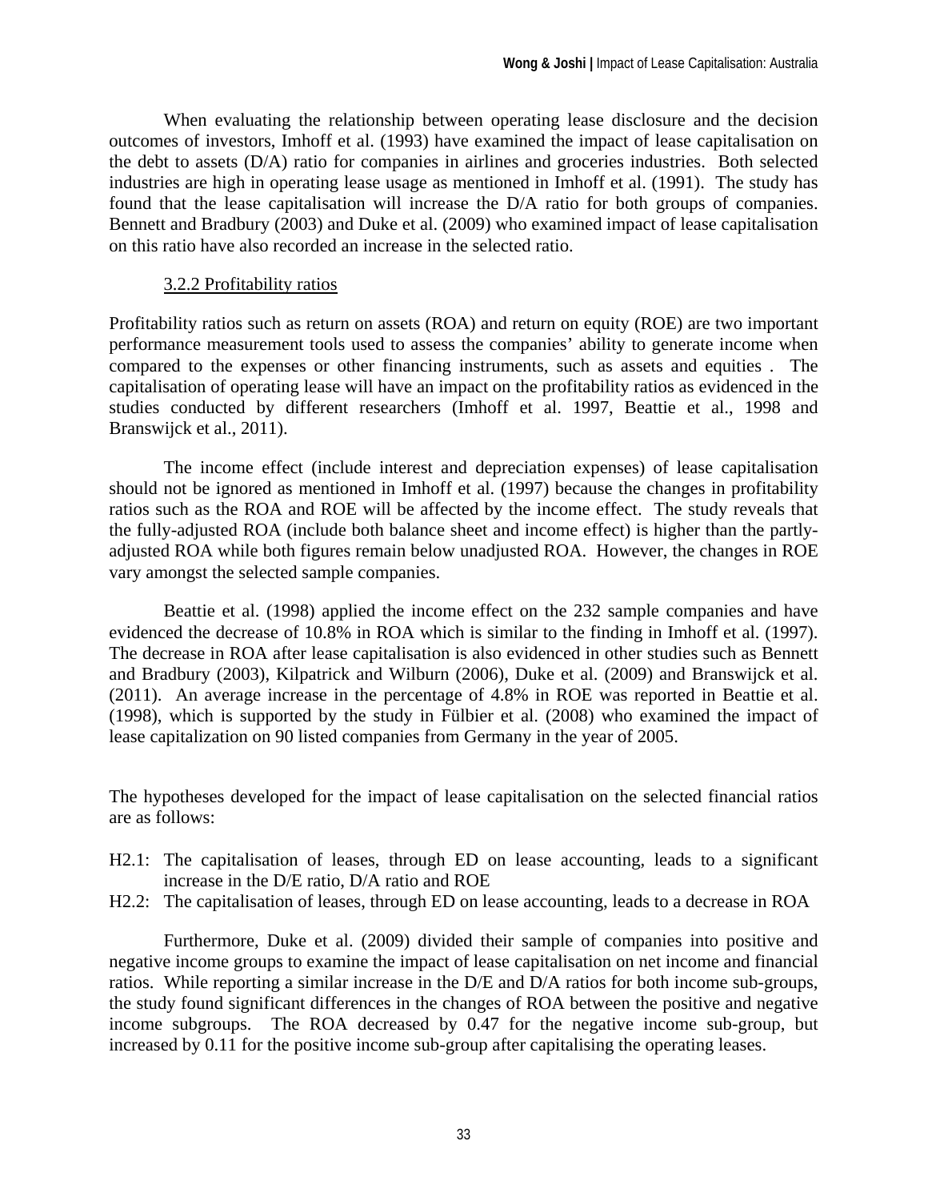When evaluating the relationship between operating lease disclosure and the decision outcomes of investors, Imhoff et al. (1993) have examined the impact of lease capitalisation on the debt to assets (D/A) ratio for companies in airlines and groceries industries. Both selected industries are high in operating lease usage as mentioned in Imhoff et al. (1991). The study has found that the lease capitalisation will increase the D/A ratio for both groups of companies. Bennett and Bradbury (2003) and Duke et al. (2009) who examined impact of lease capitalisation on this ratio have also recorded an increase in the selected ratio.

### 3.2.2 Profitability ratios

Profitability ratios such as return on assets (ROA) and return on equity (ROE) are two important performance measurement tools used to assess the companies' ability to generate income when compared to the expenses or other financing instruments, such as assets and equities . The capitalisation of operating lease will have an impact on the profitability ratios as evidenced in the studies conducted by different researchers (Imhoff et al. 1997, Beattie et al., 1998 and Branswijck et al., 2011).

The income effect (include interest and depreciation expenses) of lease capitalisation should not be ignored as mentioned in Imhoff et al. (1997) because the changes in profitability ratios such as the ROA and ROE will be affected by the income effect. The study reveals that the fully-adjusted ROA (include both balance sheet and income effect) is higher than the partly-adjusted ROA while both figures remain below unadjusted ROA. However, the changes in ROE vary amongst the selected sample companies.

Beattie et al. (1998) applied the income effect on the 232 sample companies and have evidenced the decrease of 10.8% in ROA which is similar to the finding in Imhoff et al. (1997). The decrease in ROA after lease capitalisation is also evidenced in other studies such as Bennett and Bradbury (2003), Kilpatrick and Wilburn (2006), Duke et al. (2009) and Branswijck et al. (2011). An average increase in the percentage of 4.8% in ROE was reported in Beattie et al. (1998), which is supported by the study in Fülbier et al. (2008) who examined the impact of lease capitalization on 90 listed companies from Germany in the year of 2005.

The hypotheses developed for the impact of lease capitalisation on the selected financial ratios are as follows:

H2.1: The capitalisation of leases, through ED on lease accounting, leads to a significant increase in the D/E ratio, D/A ratio and ROE

H2.2: The capitalisation of leases, through ED on lease accounting, leads to a decrease in ROA

Furthermore, Duke et al. (2009) divided their sample of companies into positive and negative income groups to examine the impact of lease capitalisation on net income and financial ratios. While reporting a similar increase in the D/E and D/A ratios for both income sub-groups, the study found significant differences in the changes of ROA between the positive and negative income subgroups. The ROA decreased by 0.47 for the negative income sub-group, but increased by 0.11 for the positive income sub-group after capitalising the operating leases.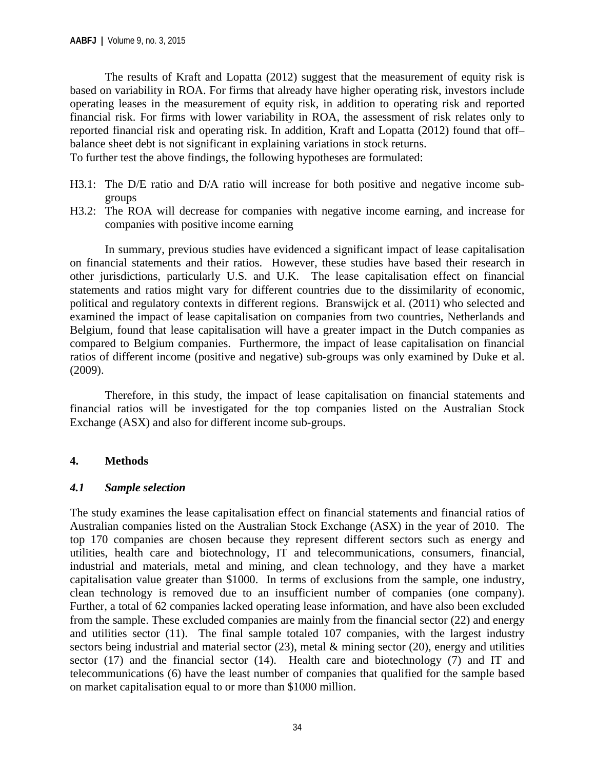The results of Kraft and Lopatta (2012) suggest that the measurement of equity risk is based on variability in ROA. For firms that already have higher operating risk, investors include operating leases in the measurement of equity risk, in addition to operating risk and reported financial risk. For firms with lower variability in ROA, the assessment of risk relates only to reported financial risk and operating risk. In addition, Kraft and Lopatta (2012) found that off–balance sheet debt is not significant in explaining variations in stock returns.
To further test the above findings, the following hypotheses are formulated:

H3.1: The D/E ratio and D/A ratio will increase for both positive and negative income sub-groups

H3.2: The ROA will decrease for companies with negative income earning, and increase for companies with positive income earning

In summary, previous studies have evidenced a significant impact of lease capitalisation on financial statements and their ratios. However, these studies have based their research in other jurisdictions, particularly U.S. and U.K. The lease capitalisation effect on financial statements and ratios might vary for different countries due to the dissimilarity of economic, political and regulatory contexts in different regions. Branswijck et al. (2011) who selected and examined the impact of lease capitalisation on companies from two countries, Netherlands and Belgium, found that lease capitalisation will have a greater impact in the Dutch companies as compared to Belgium companies. Furthermore, the impact of lease capitalisation on financial ratios of different income (positive and negative) sub-groups was only examined by Duke et al. (2009).

Therefore, in this study, the impact of lease capitalisation on financial statements and financial ratios will be investigated for the top companies listed on the Australian Stock Exchange (ASX) and also for different income sub-groups.

## 4. Methods

### *4.1 Sample selection*

The study examines the lease capitalisation effect on financial statements and financial ratios of Australian companies listed on the Australian Stock Exchange (ASX) in the year of 2010. The top 170 companies are chosen because they represent different sectors such as energy and utilities, health care and biotechnology, IT and telecommunications, consumers, financial, industrial and materials, metal and mining, and clean technology, and they have a market capitalisation value greater than $1000. In terms of exclusions from the sample, one industry, clean technology is removed due to an insufficient number of companies (one company). Further, a total of 62 companies lacked operating lease information, and have also been excluded from the sample. These excluded companies are mainly from the financial sector (22) and energy and utilities sector (11). The final sample totaled 107 companies, with the largest industry sectors being industrial and material sector (23), metal & mining sector (20), energy and utilities sector (17) and the financial sector (14). Health care and biotechnology (7) and IT and telecommunications (6) have the least number of companies that qualified for the sample based on market capitalisation equal to or more than $1000 million.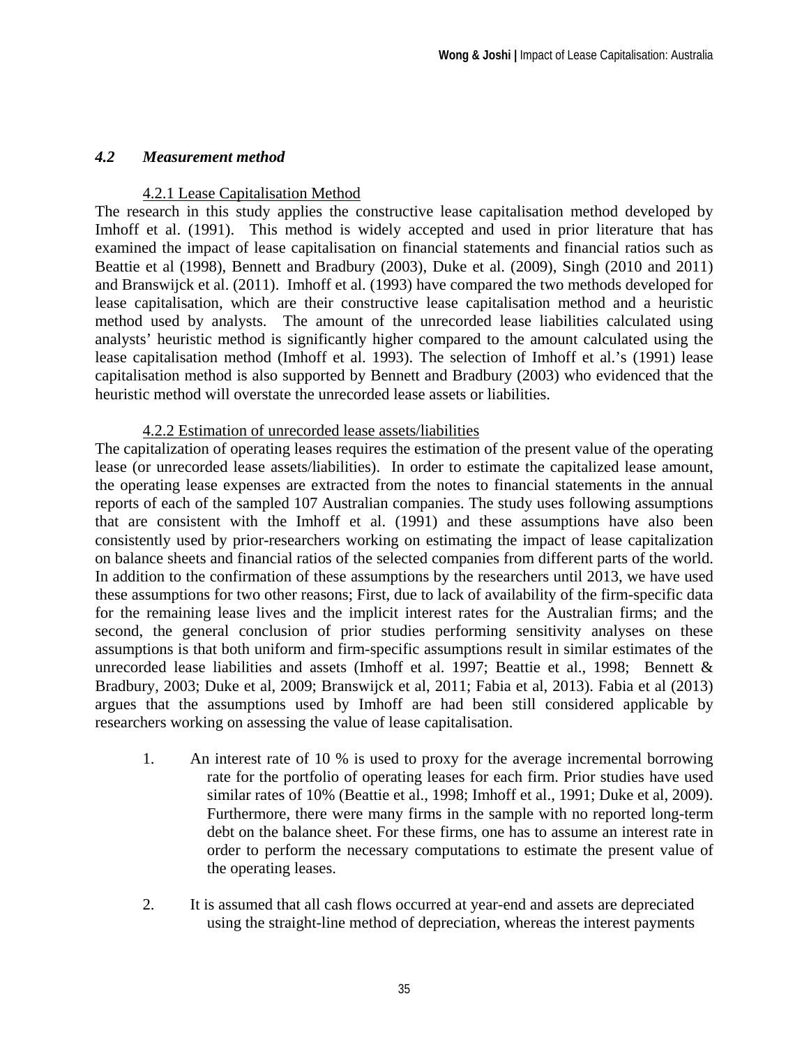### *4.2 Measurement method*

#### 4.2.1 Lease Capitalisation Method

The research in this study applies the constructive lease capitalisation method developed by Imhoff et al. (1991). This method is widely accepted and used in prior literature that has examined the impact of lease capitalisation on financial statements and financial ratios such as Beattie et al (1998), Bennett and Bradbury (2003), Duke et al. (2009), Singh (2010 and 2011) and Branswijck et al. (2011). Imhoff et al. (1993) have compared the two methods developed for lease capitalisation, which are their constructive lease capitalisation method and a heuristic method used by analysts. The amount of the unrecorded lease liabilities calculated using analysts' heuristic method is significantly higher compared to the amount calculated using the lease capitalisation method (Imhoff et al. 1993). The selection of Imhoff et al.'s (1991) lease capitalisation method is also supported by Bennett and Bradbury (2003) who evidenced that the heuristic method will overstate the unrecorded lease assets or liabilities.

#### 4.2.2 Estimation of unrecorded lease assets/liabilities

The capitalization of operating leases requires the estimation of the present value of the operating lease (or unrecorded lease assets/liabilities). In order to estimate the capitalized lease amount, the operating lease expenses are extracted from the notes to financial statements in the annual reports of each of the sampled 107 Australian companies. The study uses following assumptions that are consistent with the Imhoff et al. (1991) and these assumptions have also been consistently used by prior-researchers working on estimating the impact of lease capitalization on balance sheets and financial ratios of the selected companies from different parts of the world. In addition to the confirmation of these assumptions by the researchers until 2013, we have used these assumptions for two other reasons; First, due to lack of availability of the firm-specific data for the remaining lease lives and the implicit interest rates for the Australian firms; and the second, the general conclusion of prior studies performing sensitivity analyses on these assumptions is that both uniform and firm-specific assumptions result in similar estimates of the unrecorded lease liabilities and assets (Imhoff et al. 1997; Beattie et al., 1998; Bennett & Bradbury, 2003; Duke et al, 2009; Branswijck et al, 2011; Fabia et al, 2013). Fabia et al (2013) argues that the assumptions used by Imhoff are had been still considered applicable by researchers working on assessing the value of lease capitalisation.

1. An interest rate of 10 % is used to proxy for the average incremental borrowing rate for the portfolio of operating leases for each firm. Prior studies have used similar rates of 10% (Beattie et al., 1998; Imhoff et al., 1991; Duke et al, 2009). Furthermore, there were many firms in the sample with no reported long-term debt on the balance sheet. For these firms, one has to assume an interest rate in order to perform the necessary computations to estimate the present value of the operating leases.

2. It is assumed that all cash flows occurred at year-end and assets are depreciated using the straight-line method of depreciation, whereas the interest payments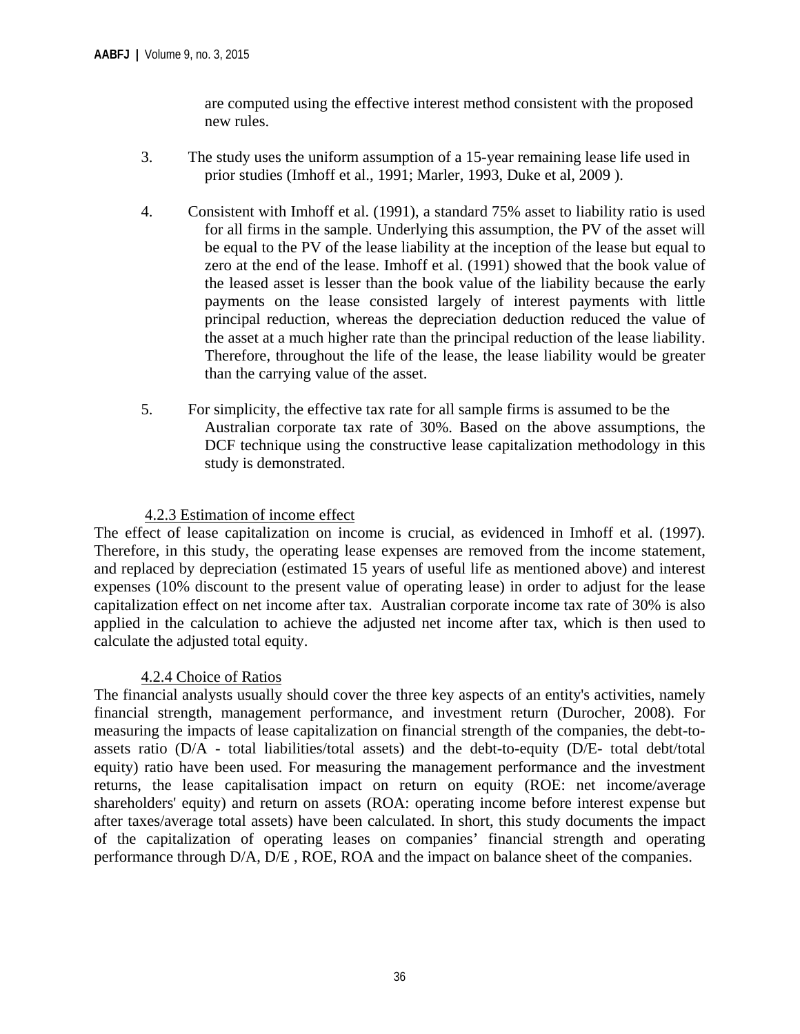are computed using the effective interest method consistent with the proposed new rules.

3. The study uses the uniform assumption of a 15-year remaining lease life used in prior studies (Imhoff et al., 1991; Marler, 1993, Duke et al, 2009 ).

4. Consistent with Imhoff et al. (1991), a standard 75% asset to liability ratio is used for all firms in the sample. Underlying this assumption, the PV of the asset will be equal to the PV of the lease liability at the inception of the lease but equal to zero at the end of the lease. Imhoff et al. (1991) showed that the book value of the leased asset is lesser than the book value of the liability because the early payments on the lease consisted largely of interest payments with little principal reduction, whereas the depreciation deduction reduced the value of the asset at a much higher rate than the principal reduction of the lease liability. Therefore, throughout the life of the lease, the lease liability would be greater than the carrying value of the asset.

5. For simplicity, the effective tax rate for all sample firms is assumed to be the Australian corporate tax rate of 30%. Based on the above assumptions, the DCF technique using the constructive lease capitalization methodology in this study is demonstrated.

### 4.2.3 Estimation of income effect

The effect of lease capitalization on income is crucial, as evidenced in Imhoff et al. (1997). Therefore, in this study, the operating lease expenses are removed from the income statement, and replaced by depreciation (estimated 15 years of useful life as mentioned above) and interest expenses (10% discount to the present value of operating lease) in order to adjust for the lease capitalization effect on net income after tax. Australian corporate income tax rate of 30% is also applied in the calculation to achieve the adjusted net income after tax, which is then used to calculate the adjusted total equity.

### 4.2.4 Choice of Ratios

The financial analysts usually should cover the three key aspects of an entity's activities, namely financial strength, management performance, and investment return (Durocher, 2008). For measuring the impacts of lease capitalization on financial strength of the companies, the debt-to-assets ratio (D/A - total liabilities/total assets) and the debt-to-equity (D/E- total debt/total equity) ratio have been used. For measuring the management performance and the investment returns, the lease capitalisation impact on return on equity (ROE: net income/average shareholders' equity) and return on assets (ROA: operating income before interest expense but after taxes/average total assets) have been calculated. In short, this study documents the impact of the capitalization of operating leases on companies' financial strength and operating performance through D/A, D/E , ROE, ROA and the impact on balance sheet of the companies.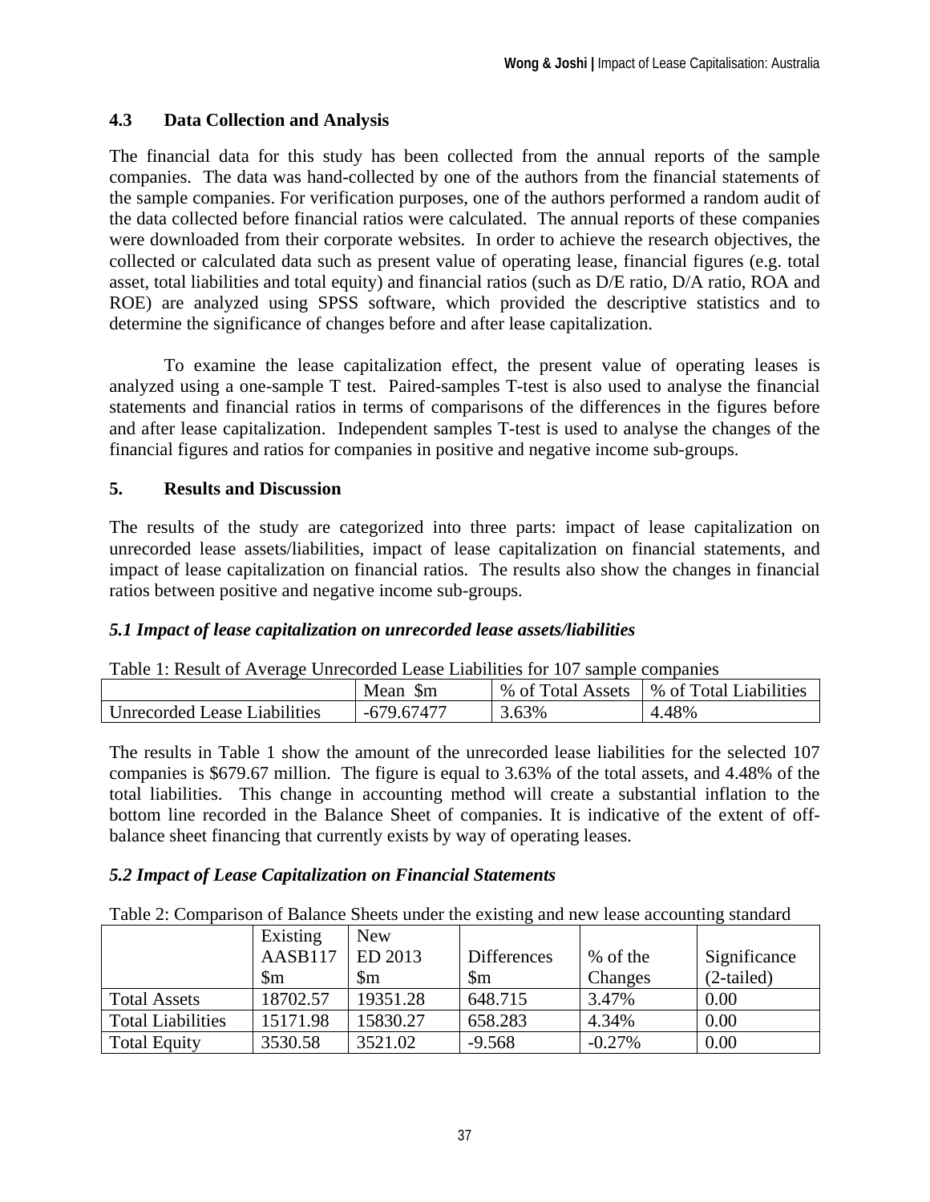### 4.3 Data Collection and Analysis

The financial data for this study has been collected from the annual reports of the sample companies. The data was hand-collected by one of the authors from the financial statements of the sample companies. For verification purposes, one of the authors performed a random audit of the data collected before financial ratios were calculated. The annual reports of these companies were downloaded from their corporate websites. In order to achieve the research objectives, the collected or calculated data such as present value of operating lease, financial figures (e.g. total asset, total liabilities and total equity) and financial ratios (such as D/E ratio, D/A ratio, ROA and ROE) are analyzed using SPSS software, which provided the descriptive statistics and to determine the significance of changes before and after lease capitalization.

To examine the lease capitalization effect, the present value of operating leases is analyzed using a one-sample T test. Paired-samples T-test is also used to analyse the financial statements and financial ratios in terms of comparisons of the differences in the figures before and after lease capitalization. Independent samples T-test is used to analyse the changes of the financial figures and ratios for companies in positive and negative income sub-groups.

## 5. Results and Discussion

The results of the study are categorized into three parts: impact of lease capitalization on unrecorded lease assets/liabilities, impact of lease capitalization on financial statements, and impact of lease capitalization on financial ratios. The results also show the changes in financial ratios between positive and negative income sub-groups.

### *5.1 Impact of lease capitalization on unrecorded lease assets/liabilities*

Table 1: Result of Average Unrecorded Lease Liabilities for 107 sample companies

| | Mean $m | % of Total Assets | % of Total Liabilities |
|---|---|---|---|
| Unrecorded Lease Liabilities | -679.67477 | 3.63% | 4.48% |

The results in Table 1 show the amount of the unrecorded lease liabilities for the selected 107 companies is $679.67 million. The figure is equal to 3.63% of the total assets, and 4.48% of the total liabilities. This change in accounting method will create a substantial inflation to the bottom line recorded in the Balance Sheet of companies. It is indicative of the extent of off-balance sheet financing that currently exists by way of operating leases.

### *5.2 Impact of Lease Capitalization on Financial Statements*

Table 2: Comparison of Balance Sheets under the existing and new lease accounting standard

| | Existing AASB117 $m | New ED 2013 $m | Differences $m | % of the Changes | Significance (2-tailed) |
|---|---|---|---|---|---|
| Total Assets | 18702.57 | 19351.28 | 648.715 | 3.47% | 0.00 |
| Total Liabilities | 15171.98 | 15830.27 | 658.283 | 4.34% | 0.00 |
| Total Equity | 3530.58 | 3521.02 | -9.568 | -0.27% | 0.00 |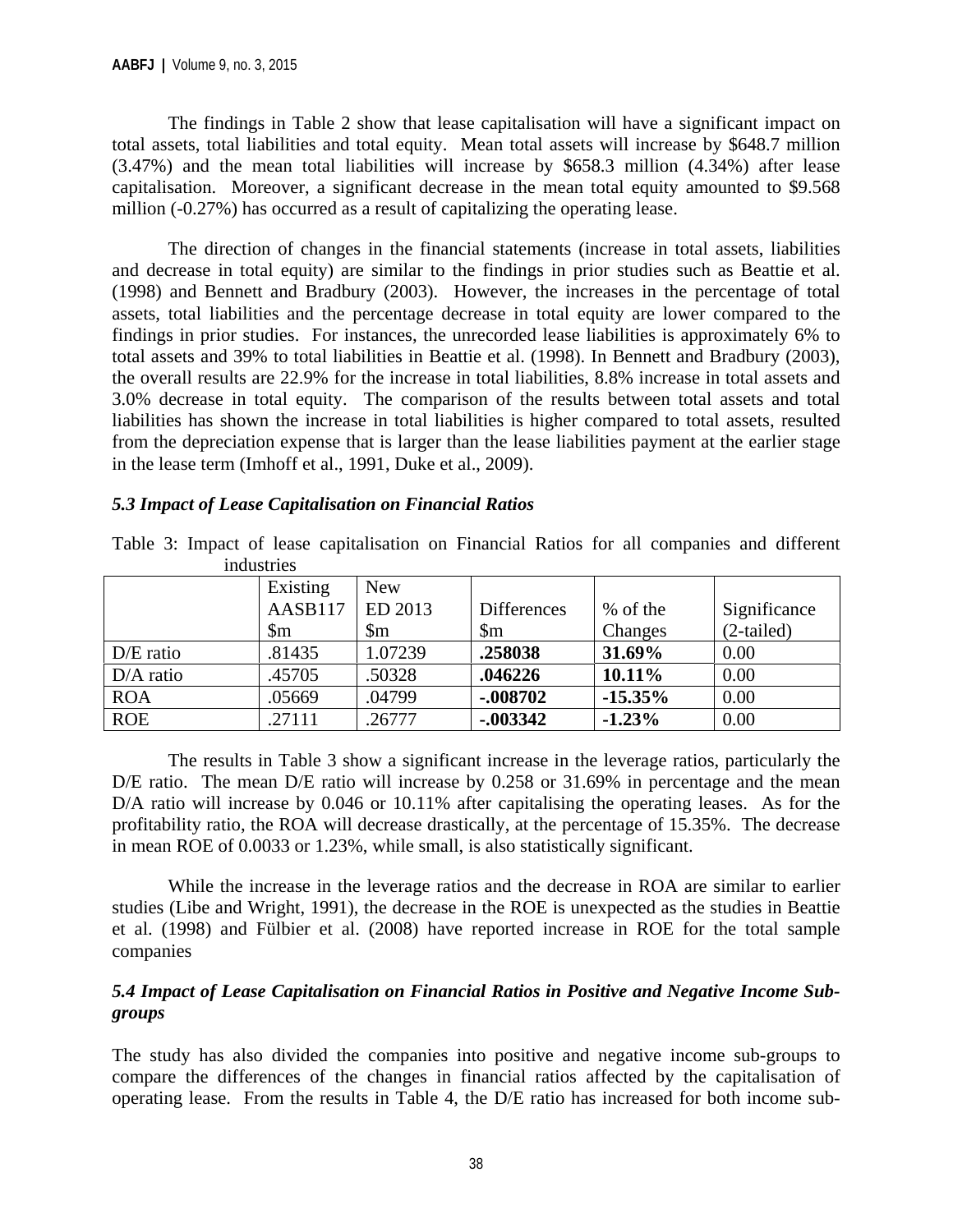The findings in Table 2 show that lease capitalisation will have a significant impact on total assets, total liabilities and total equity. Mean total assets will increase by $648.7 million (3.47%) and the mean total liabilities will increase by $658.3 million (4.34%) after lease capitalisation. Moreover, a significant decrease in the mean total equity amounted to $9.568 million (-0.27%) has occurred as a result of capitalizing the operating lease.

The direction of changes in the financial statements (increase in total assets, liabilities and decrease in total equity) are similar to the findings in prior studies such as Beattie et al. (1998) and Bennett and Bradbury (2003). However, the increases in the percentage of total assets, total liabilities and the percentage decrease in total equity are lower compared to the findings in prior studies. For instances, the unrecorded lease liabilities is approximately 6% to total assets and 39% to total liabilities in Beattie et al. (1998). In Bennett and Bradbury (2003), the overall results are 22.9% for the increase in total liabilities, 8.8% increase in total assets and 3.0% decrease in total equity. The comparison of the results between total assets and total liabilities has shown the increase in total liabilities is higher compared to total assets, resulted from the depreciation expense that is larger than the lease liabilities payment at the earlier stage in the lease term (Imhoff et al., 1991, Duke et al., 2009).

### *5.3 Impact of Lease Capitalisation on Financial Ratios*

Table 3: Impact of lease capitalisation on Financial Ratios for all companies and different industries

| | Existing AASB117 $m | New ED 2013 $m | Differences $m | % of the Changes | Significance (2-tailed) |
|---|---|---|---|---|---|
| D/E ratio | .81435 | 1.07239 | **.258038** | **31.69%** | 0.00 |
| D/A ratio | .45705 | .50328 | **.046226** | **10.11%** | 0.00 |
| ROA | .05669 | .04799 | **-.008702** | **-15.35%** | 0.00 |
| ROE | .27111 | .26777 | **-.003342** | **-1.23%** | 0.00 |

The results in Table 3 show a significant increase in the leverage ratios, particularly the D/E ratio. The mean D/E ratio will increase by 0.258 or 31.69% in percentage and the mean D/A ratio will increase by 0.046 or 10.11% after capitalising the operating leases. As for the profitability ratio, the ROA will decrease drastically, at the percentage of 15.35%. The decrease in mean ROE of 0.0033 or 1.23%, while small, is also statistically significant.

While the increase in the leverage ratios and the decrease in ROA are similar to earlier studies (Libe and Wright, 1991), the decrease in the ROE is unexpected as the studies in Beattie et al. (1998) and Fülbier et al. (2008) have reported increase in ROE for the total sample companies

### *5.4 Impact of Lease Capitalisation on Financial Ratios in Positive and Negative Income Sub-groups*

The study has also divided the companies into positive and negative income sub-groups to compare the differences of the changes in financial ratios affected by the capitalisation of operating lease. From the results in Table 4, the D/E ratio has increased for both income sub-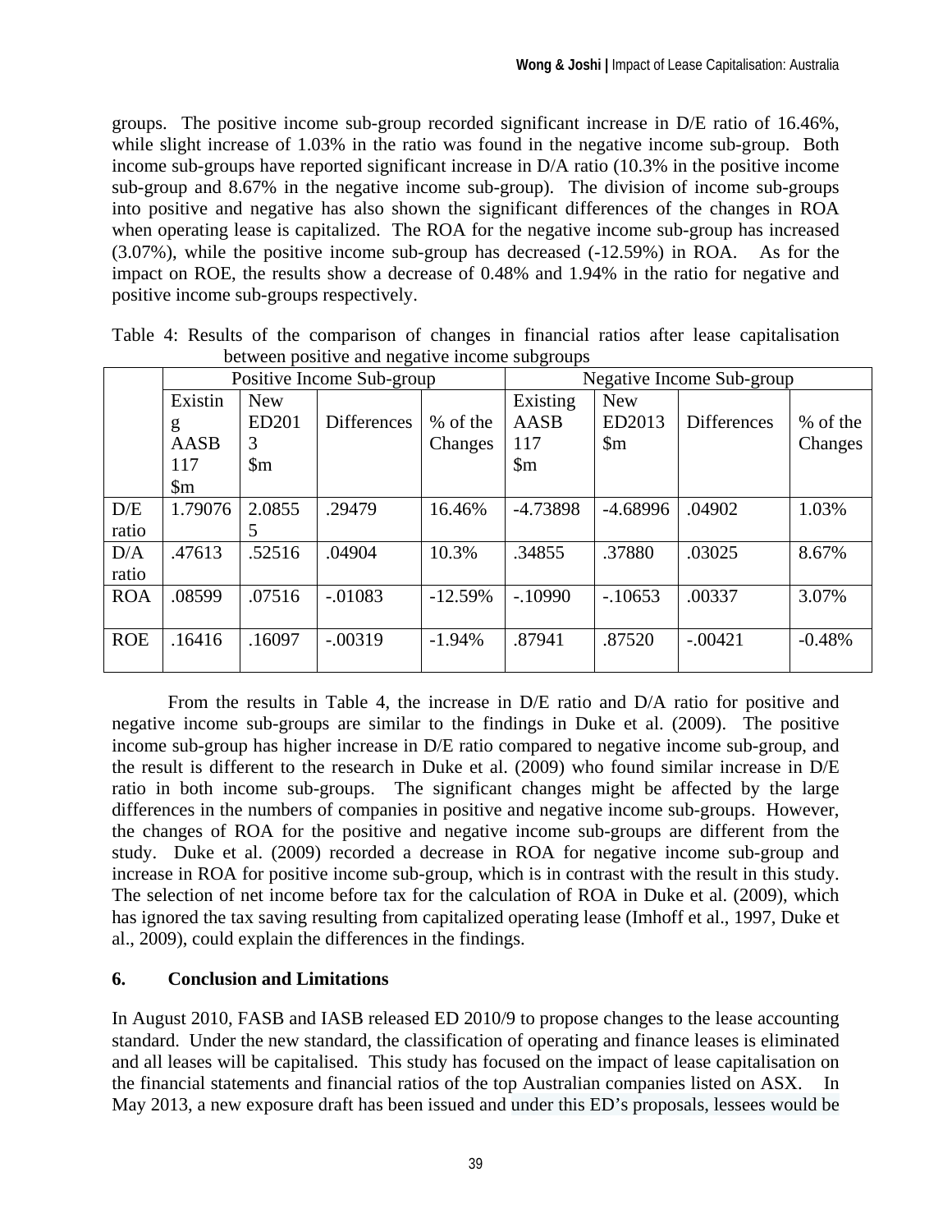groups. The positive income sub-group recorded significant increase in D/E ratio of 16.46%, while slight increase of 1.03% in the ratio was found in the negative income sub-group. Both income sub-groups have reported significant increase in D/A ratio (10.3% in the positive income sub-group and 8.67% in the negative income sub-group). The division of income sub-groups into positive and negative has also shown the significant differences of the changes in ROA when operating lease is capitalized. The ROA for the negative income sub-group has increased (3.07%), while the positive income sub-group has decreased (-12.59%) in ROA. As for the impact on ROE, the results show a decrease of 0.48% and 1.94% in the ratio for negative and positive income sub-groups respectively.

Table 4: Results of the comparison of changes in financial ratios after lease capitalisation between positive and negative income subgroups

| | Positive Income Sub-group | | | | Negative Income Sub-group | | | |
|---|---|---|---|---|---|---|---|---|
| | Existing AASB 117 $m | New ED2013 $m | Differences | % of the Changes | Existing AASB 117 $m | New ED2013 $m | Differences | % of the Changes |
| D/E ratio | 1.79076 | 2.08555 | .29479 | 16.46% | -4.73898 | -4.68996 | .04902 | 1.03% |
| D/A ratio | .47613 | .52516 | .04904 | 10.3% | .34855 | .37880 | .03025 | 8.67% |
| ROA | .08599 | .07516 | -.01083 | -12.59% | -.10990 | -.10653 | .00337 | 3.07% |
| ROE | .16416 | .16097 | -.00319 | -1.94% | .87941 | .87520 | -.00421 | -0.48% |

From the results in Table 4, the increase in D/E ratio and D/A ratio for positive and negative income sub-groups are similar to the findings in Duke et al. (2009). The positive income sub-group has higher increase in D/E ratio compared to negative income sub-group, and the result is different to the research in Duke et al. (2009) who found similar increase in D/E ratio in both income sub-groups. The significant changes might be affected by the large differences in the numbers of companies in positive and negative income sub-groups. However, the changes of ROA for the positive and negative income sub-groups are different from the study. Duke et al. (2009) recorded a decrease in ROA for negative income sub-group and increase in ROA for positive income sub-group, which is in contrast with the result in this study. The selection of net income before tax for the calculation of ROA in Duke et al. (2009), which has ignored the tax saving resulting from capitalized operating lease (Imhoff et al., 1997, Duke et al., 2009), could explain the differences in the findings.

## 6. Conclusion and Limitations

In August 2010, FASB and IASB released ED 2010/9 to propose changes to the lease accounting standard. Under the new standard, the classification of operating and finance leases is eliminated and all leases will be capitalised. This study has focused on the impact of lease capitalisation on the financial statements and financial ratios of the top Australian companies listed on ASX. In May 2013, a new exposure draft has been issued and under this ED's proposals, lessees would be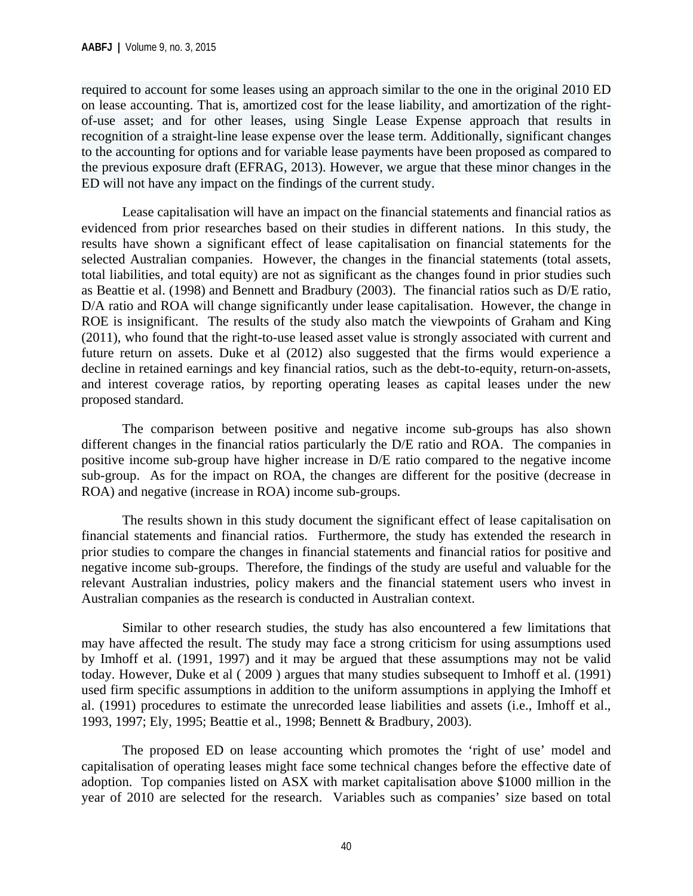required to account for some leases using an approach similar to the one in the original 2010 ED on lease accounting. That is, amortized cost for the lease liability, and amortization of the right-of-use asset; and for other leases, using Single Lease Expense approach that results in recognition of a straight-line lease expense over the lease term. Additionally, significant changes to the accounting for options and for variable lease payments have been proposed as compared to the previous exposure draft (EFRAG, 2013). However, we argue that these minor changes in the ED will not have any impact on the findings of the current study.

Lease capitalisation will have an impact on the financial statements and financial ratios as evidenced from prior researches based on their studies in different nations. In this study, the results have shown a significant effect of lease capitalisation on financial statements for the selected Australian companies. However, the changes in the financial statements (total assets, total liabilities, and total equity) are not as significant as the changes found in prior studies such as Beattie et al. (1998) and Bennett and Bradbury (2003). The financial ratios such as D/E ratio, D/A ratio and ROA will change significantly under lease capitalisation. However, the change in ROE is insignificant. The results of the study also match the viewpoints of Graham and King (2011), who found that the right-to-use leased asset value is strongly associated with current and future return on assets. Duke et al (2012) also suggested that the firms would experience a decline in retained earnings and key financial ratios, such as the debt-to-equity, return-on-assets, and interest coverage ratios, by reporting operating leases as capital leases under the new proposed standard.

The comparison between positive and negative income sub-groups has also shown different changes in the financial ratios particularly the D/E ratio and ROA. The companies in positive income sub-group have higher increase in D/E ratio compared to the negative income sub-group. As for the impact on ROA, the changes are different for the positive (decrease in ROA) and negative (increase in ROA) income sub-groups.

The results shown in this study document the significant effect of lease capitalisation on financial statements and financial ratios. Furthermore, the study has extended the research in prior studies to compare the changes in financial statements and financial ratios for positive and negative income sub-groups. Therefore, the findings of the study are useful and valuable for the relevant Australian industries, policy makers and the financial statement users who invest in Australian companies as the research is conducted in Australian context.

Similar to other research studies, the study has also encountered a few limitations that may have affected the result. The study may face a strong criticism for using assumptions used by Imhoff et al. (1991, 1997) and it may be argued that these assumptions may not be valid today. However, Duke et al ( 2009 ) argues that many studies subsequent to Imhoff et al. (1991) used firm specific assumptions in addition to the uniform assumptions in applying the Imhoff et al. (1991) procedures to estimate the unrecorded lease liabilities and assets (i.e., Imhoff et al., 1993, 1997; Ely, 1995; Beattie et al., 1998; Bennett & Bradbury, 2003).

The proposed ED on lease accounting which promotes the 'right of use' model and capitalisation of operating leases might face some technical changes before the effective date of adoption. Top companies listed on ASX with market capitalisation above $1000 million in the year of 2010 are selected for the research. Variables such as companies' size based on total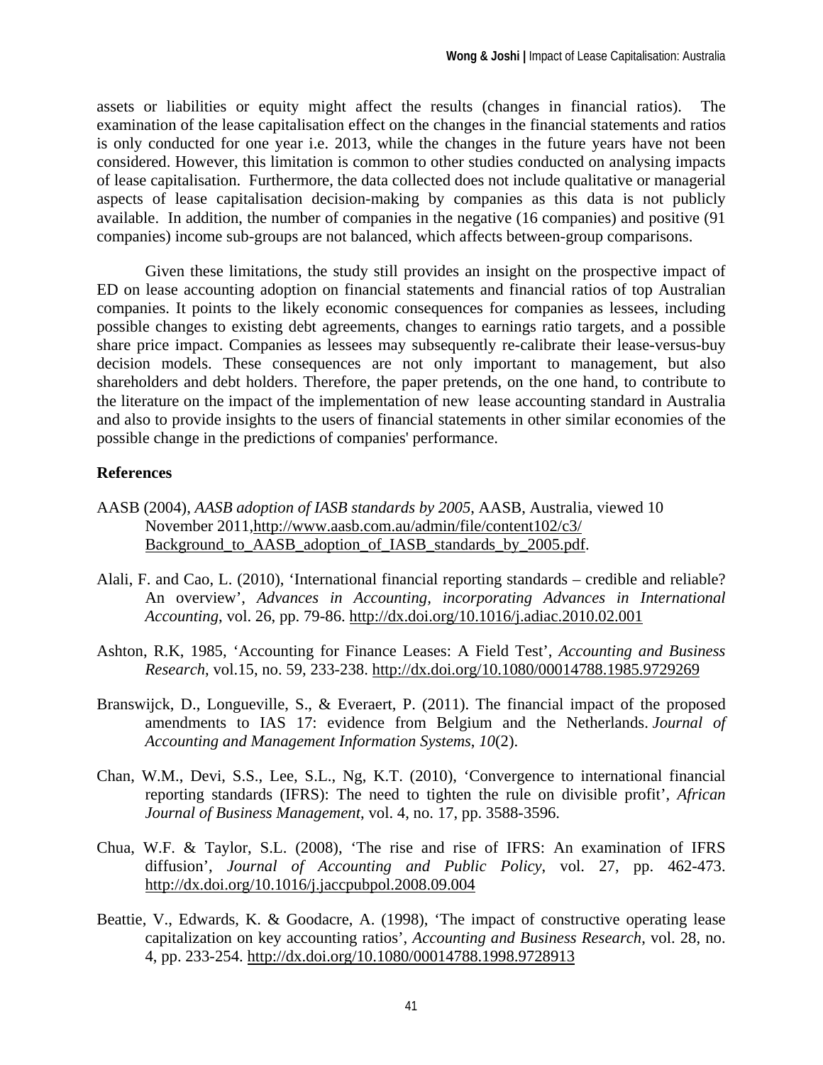assets or liabilities or equity might affect the results (changes in financial ratios). The examination of the lease capitalisation effect on the changes in the financial statements and ratios is only conducted for one year i.e. 2013, while the changes in the future years have not been considered. However, this limitation is common to other studies conducted on analysing impacts of lease capitalisation. Furthermore, the data collected does not include qualitative or managerial aspects of lease capitalisation decision-making by companies as this data is not publicly available. In addition, the number of companies in the negative (16 companies) and positive (91 companies) income sub-groups are not balanced, which affects between-group comparisons.

Given these limitations, the study still provides an insight on the prospective impact of ED on lease accounting adoption on financial statements and financial ratios of top Australian companies. It points to the likely economic consequences for companies as lessees, including possible changes to existing debt agreements, changes to earnings ratio targets, and a possible share price impact. Companies as lessees may subsequently re-calibrate their lease-versus-buy decision models. These consequences are not only important to management, but also shareholders and debt holders. Therefore, the paper pretends, on the one hand, to contribute to the literature on the impact of the implementation of new lease accounting standard in Australia and also to provide insights to the users of financial statements in other similar economies of the possible change in the predictions of companies' performance.

## References

AASB (2004), *AASB adoption of IASB standards by 2005*, AASB, Australia, viewed 10 November 2011,http://www.aasb.com.au/admin/file/content102/c3/Background_to_AASB_adoption_of_IASB_standards_by_2005.pdf.

Alali, F. and Cao, L. (2010), 'International financial reporting standards – credible and reliable? An overview', *Advances in Accounting, incorporating Advances in International Accounting*, vol. 26, pp. 79-86. http://dx.doi.org/10.1016/j.adiac.2010.02.001

Ashton, R.K, 1985, 'Accounting for Finance Leases: A Field Test', *Accounting and Business Research*, vol.15, no. 59, 233-238. http://dx.doi.org/10.1080/00014788.1985.9729269

Branswijck, D., Longueville, S., & Everaert, P. (2011). The financial impact of the proposed amendments to IAS 17: evidence from Belgium and the Netherlands. *Journal of Accounting and Management Information Systems*, *10*(2).

Chan, W.M., Devi, S.S., Lee, S.L., Ng, K.T. (2010), 'Convergence to international financial reporting standards (IFRS): The need to tighten the rule on divisible profit', *African Journal of Business Management*, vol. 4, no. 17, pp. 3588-3596.

Chua, W.F. & Taylor, S.L. (2008), 'The rise and rise of IFRS: An examination of IFRS diffusion', *Journal of Accounting and Public Policy*, vol. 27, pp. 462-473. http://dx.doi.org/10.1016/j.jaccpubpol.2008.09.004

Beattie, V., Edwards, K. & Goodacre, A. (1998), 'The impact of constructive operating lease capitalization on key accounting ratios', *Accounting and Business Research*, vol. 28, no. 4, pp. 233-254. http://dx.doi.org/10.1080/00014788.1998.9728913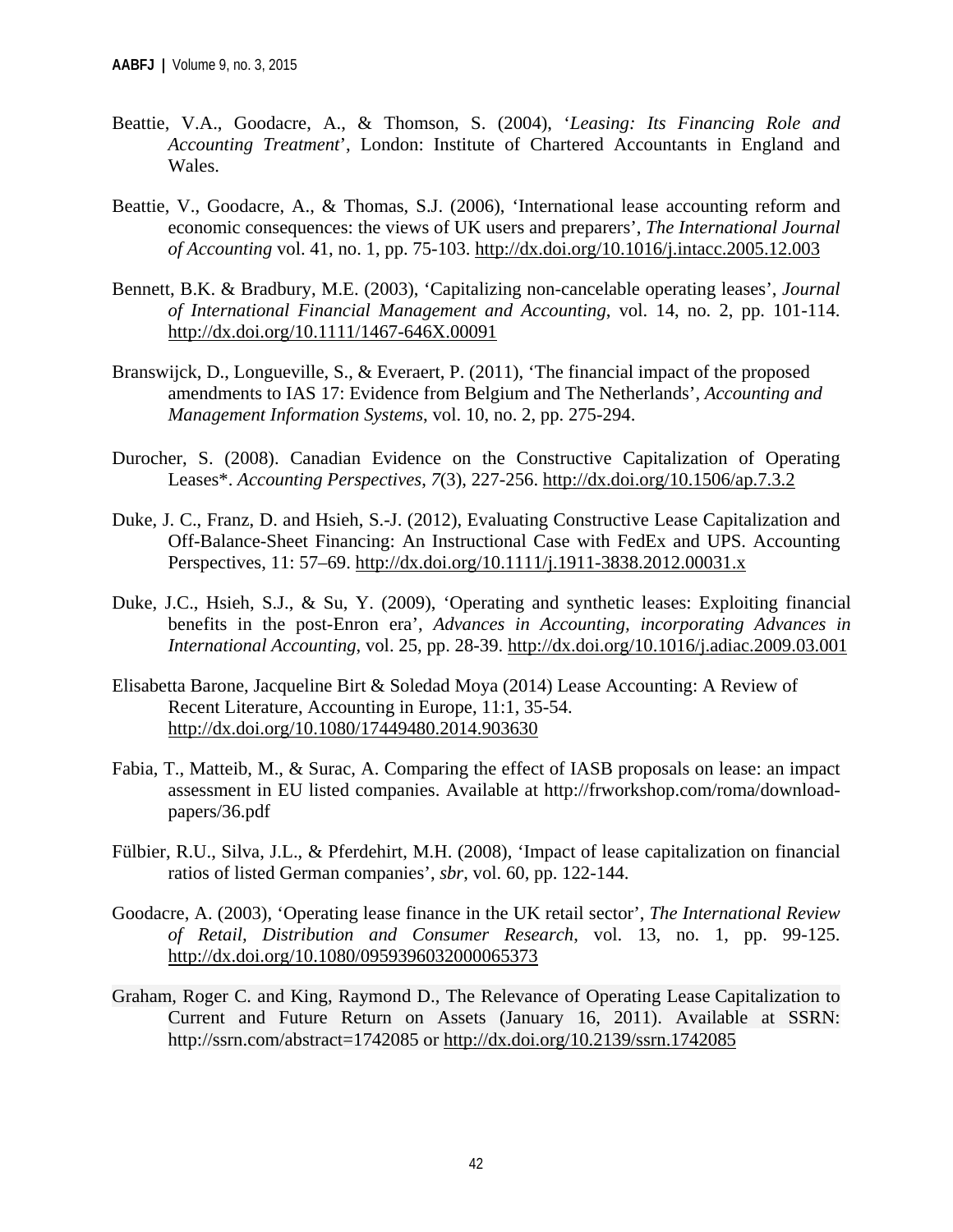Beattie, V.A., Goodacre, A., & Thomson, S. (2004), ‘*Leasing: Its Financing Role and Accounting Treatment*’, London: Institute of Chartered Accountants in England and Wales.

Beattie, V., Goodacre, A., & Thomas, S.J. (2006), ‘International lease accounting reform and economic consequences: the views of UK users and preparers’, *The International Journal of Accounting* vol. 41, no. 1, pp. 75-103. http://dx.doi.org/10.1016/j.intacc.2005.12.003

Bennett, B.K. & Bradbury, M.E. (2003), ‘Capitalizing non-cancelable operating leases’, *Journal of International Financial Management and Accounting*, vol. 14, no. 2, pp. 101-114. http://dx.doi.org/10.1111/1467-646X.00091

Branswijck, D., Longueville, S., & Everaert, P. (2011), ‘The financial impact of the proposed amendments to IAS 17: Evidence from Belgium and The Netherlands’, *Accounting and Management Information Systems*, vol. 10, no. 2, pp. 275-294.

Durocher, S. (2008). Canadian Evidence on the Constructive Capitalization of Operating Leases*. *Accounting Perspectives*, *7*(3), 227-256. http://dx.doi.org/10.1506/ap.7.3.2

Duke, J. C., Franz, D. and Hsieh, S.-J. (2012), Evaluating Constructive Lease Capitalization and Off-Balance-Sheet Financing: An Instructional Case with FedEx and UPS. Accounting Perspectives, 11: 57–69. http://dx.doi.org/10.1111/j.1911-3838.2012.00031.x

Duke, J.C., Hsieh, S.J., & Su, Y. (2009), ‘Operating and synthetic leases: Exploiting financial benefits in the post-Enron era’, *Advances in Accounting, incorporating Advances in International Accounting*, vol. 25, pp. 28-39. http://dx.doi.org/10.1016/j.adiac.2009.03.001

Elisabetta Barone, Jacqueline Birt & Soledad Moya (2014) Lease Accounting: A Review of Recent Literature, Accounting in Europe, 11:1, 35-54. http://dx.doi.org/10.1080/17449480.2014.903630

Fabia, T., Matteib, M., & Surac, A. Comparing the effect of IASB proposals on lease: an impact assessment in EU listed companies. Available at http://frworkshop.com/roma/download-papers/36.pdf

Fülbier, R.U., Silva, J.L., & Pferdehirt, M.H. (2008), ‘Impact of lease capitalization on financial ratios of listed German companies’, *sbr*, vol. 60, pp. 122-144.

Goodacre, A. (2003), ‘Operating lease finance in the UK retail sector’, *The International Review of Retail, Distribution and Consumer Research*, vol. 13, no. 1, pp. 99-125. http://dx.doi.org/10.1080/0959396032000065373

Graham, Roger C. and King, Raymond D., The Relevance of Operating Lease Capitalization to Current and Future Return on Assets (January 16, 2011). Available at SSRN: http://ssrn.com/abstract=1742085 or http://dx.doi.org/10.2139/ssrn.1742085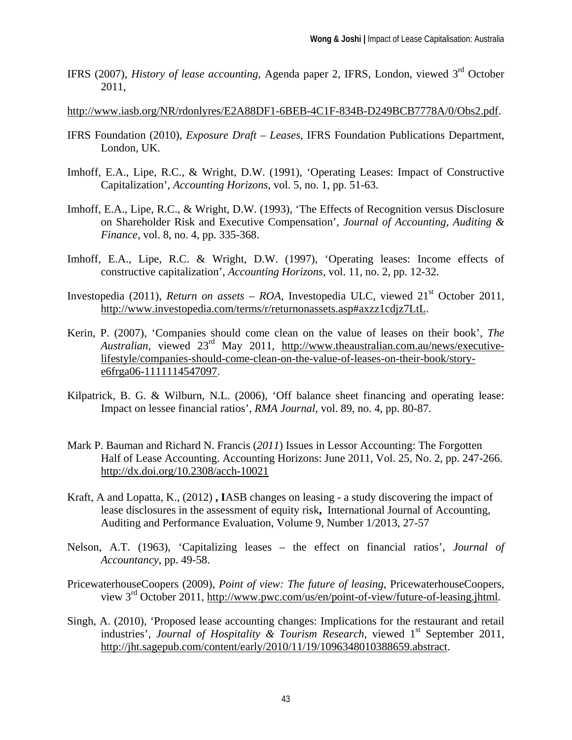IFRS (2007), *History of lease accounting*, Agenda paper 2, IFRS, London, viewed 3rd October 2011,

http://www.iasb.org/NR/rdonlyres/E2A88DF1-6BEB-4C1F-834B-D249BCB7778A/0/Obs2.pdf.

IFRS Foundation (2010), *Exposure Draft – Leases*, IFRS Foundation Publications Department, London, UK.

Imhoff, E.A., Lipe, R.C., & Wright, D.W. (1991), 'Operating Leases: Impact of Constructive Capitalization', *Accounting Horizons*, vol. 5, no. 1, pp. 51-63.

Imhoff, E.A., Lipe, R.C., & Wright, D.W. (1993), 'The Effects of Recognition versus Disclosure on Shareholder Risk and Executive Compensation', *Journal of Accounting, Auditing & Finance*, vol. 8, no. 4, pp. 335-368.

Imhoff, E.A., Lipe, R.C. & Wright, D.W. (1997), 'Operating leases: Income effects of constructive capitalization', *Accounting Horizons*, vol. 11, no. 2, pp. 12-32.

Investopedia (2011), *Return on assets – ROA*, Investopedia ULC, viewed 21st October 2011, http://www.investopedia.com/terms/r/returnonassets.asp#axzz1cdjz7LtL.

Kerin, P. (2007), 'Companies should come clean on the value of leases on their book', *The Australian*, viewed 23rd May 2011, http://www.theaustralian.com.au/news/executive-lifestyle/companies-should-come-clean-on-the-value-of-leases-on-their-book/story-e6frga06-1111114547097.

Kilpatrick, B. G. & Wilburn, N.L. (2006), 'Off balance sheet financing and operating lease: Impact on lessee financial ratios', *RMA Journal*, vol. 89, no. 4, pp. 80-87.

Mark P. Bauman and Richard N. Francis (*2011*) Issues in Lessor Accounting: The Forgotten Half of Lease Accounting. Accounting Horizons: June 2011, Vol. 25, No. 2, pp. 247-266. http://dx.doi.org/10.2308/acch-10021

Kraft, A and Lopatta, K., (2012) **, I**ASB changes on leasing - a study discovering the impact of lease disclosures in the assessment of equity risk**,** International Journal of Accounting, Auditing and Performance Evaluation, Volume 9, Number 1/2013, 27-57

Nelson, A.T. (1963), 'Capitalizing leases – the effect on financial ratios', *Journal of Accountancy*, pp. 49-58.

PricewaterhouseCoopers (2009), *Point of view: The future of leasing*, PricewaterhouseCoopers, view 3rd October 2011, http://www.pwc.com/us/en/point-of-view/future-of-leasing.jhtml.

Singh, A. (2010), 'Proposed lease accounting changes: Implications for the restaurant and retail industries', *Journal of Hospitality & Tourism Research*, viewed 1st September 2011, http://jht.sagepub.com/content/early/2010/11/19/1096348010388659.abstract.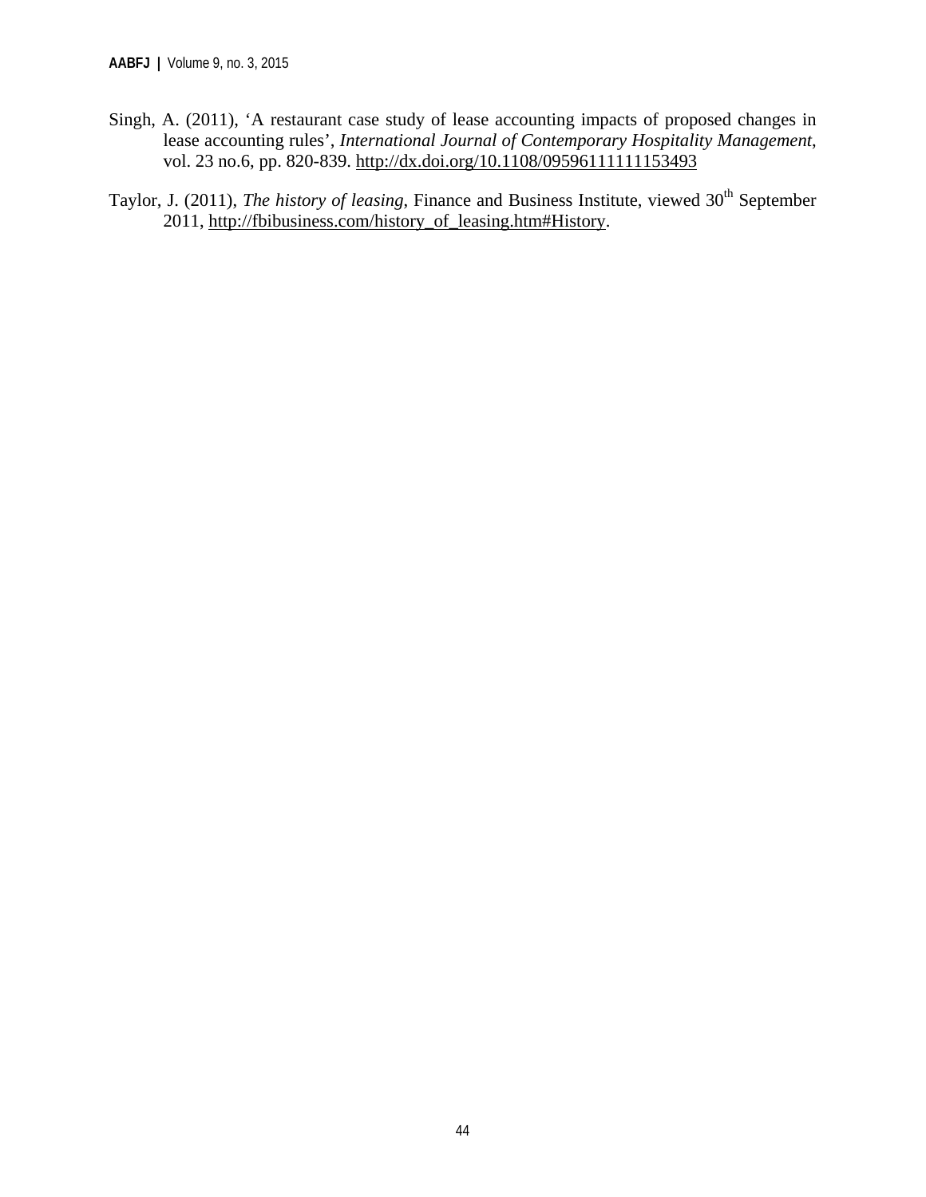Singh, A. (2011), 'A restaurant case study of lease accounting impacts of proposed changes in lease accounting rules', *International Journal of Contemporary Hospitality Management*, vol. 23 no.6, pp. 820-839. http://dx.doi.org/10.1108/09596111111153493

Taylor, J. (2011), *The history of leasing*, Finance and Business Institute, viewed 30th September 2011, http://fbibusiness.com/history_of_leasing.htm#History.